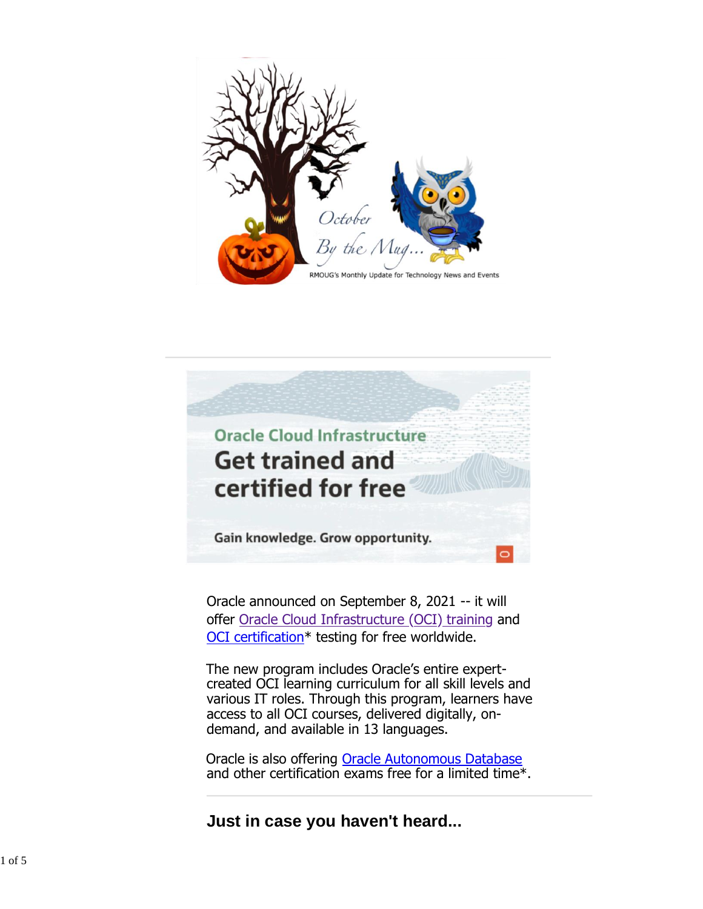October

By the Mug...

RMOUG's Monthly Update for Technology News and Events

---

Oracle Cloud Infrastructure

**Get trained and certified for free**

Gain knowledge. Grow opportunity.

Oracle announced on September 8, 2021 -- it will offer [Oracle Cloud Infrastructure (OCI) training]() and [OCI certification]()* testing for free worldwide.

The new program includes Oracle's entire expert-created OCI learning curriculum for all skill levels and various IT roles. Through this program, learners have access to all OCI courses, delivered digitally, on-demand, and available in 13 languages.

Oracle is also offering [Oracle Autonomous Database]() and other certification exams free for a limited time*.

---

## Just in case you haven't heard...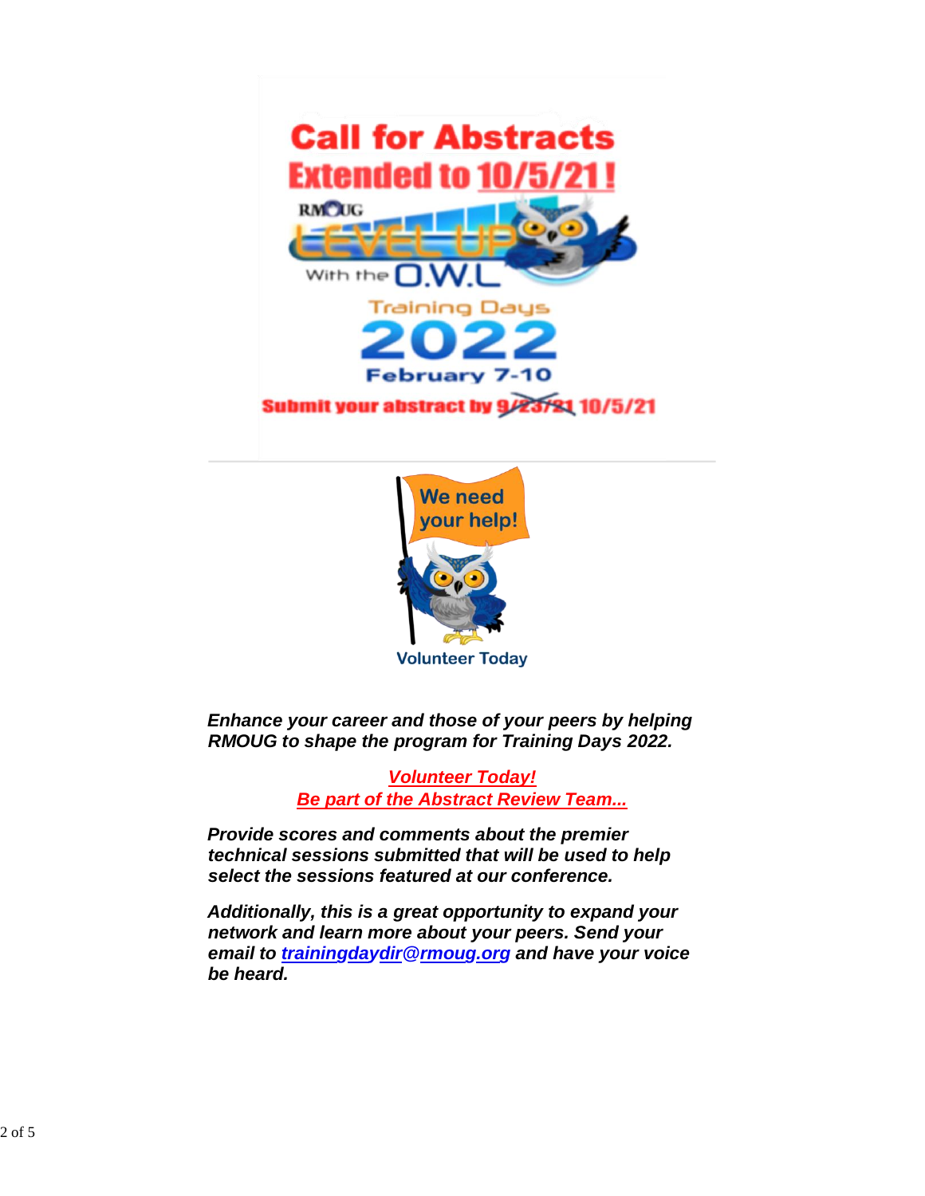# Call for Abstracts Extended to 10/5/21!

RMOUG LEVEL UP With the O.W.L

Training Days 2022

February 7-10

**Submit your abstract by ~~9/23/21~~ 10/5/21**

We need your help!

Volunteer Today

***Enhance your career and those of your peers by helping RMOUG to shape the program for Training Days 2022.***

***Volunteer Today!***
***Be part of the Abstract Review Team...***

***Provide scores and comments about the premier technical sessions submitted that will be used to help select the sessions featured at our conference.***

***Additionally, this is a great opportunity to expand your network and learn more about your peers. Send your email to trainingdaydir@rmoug.org and have your voice be heard.***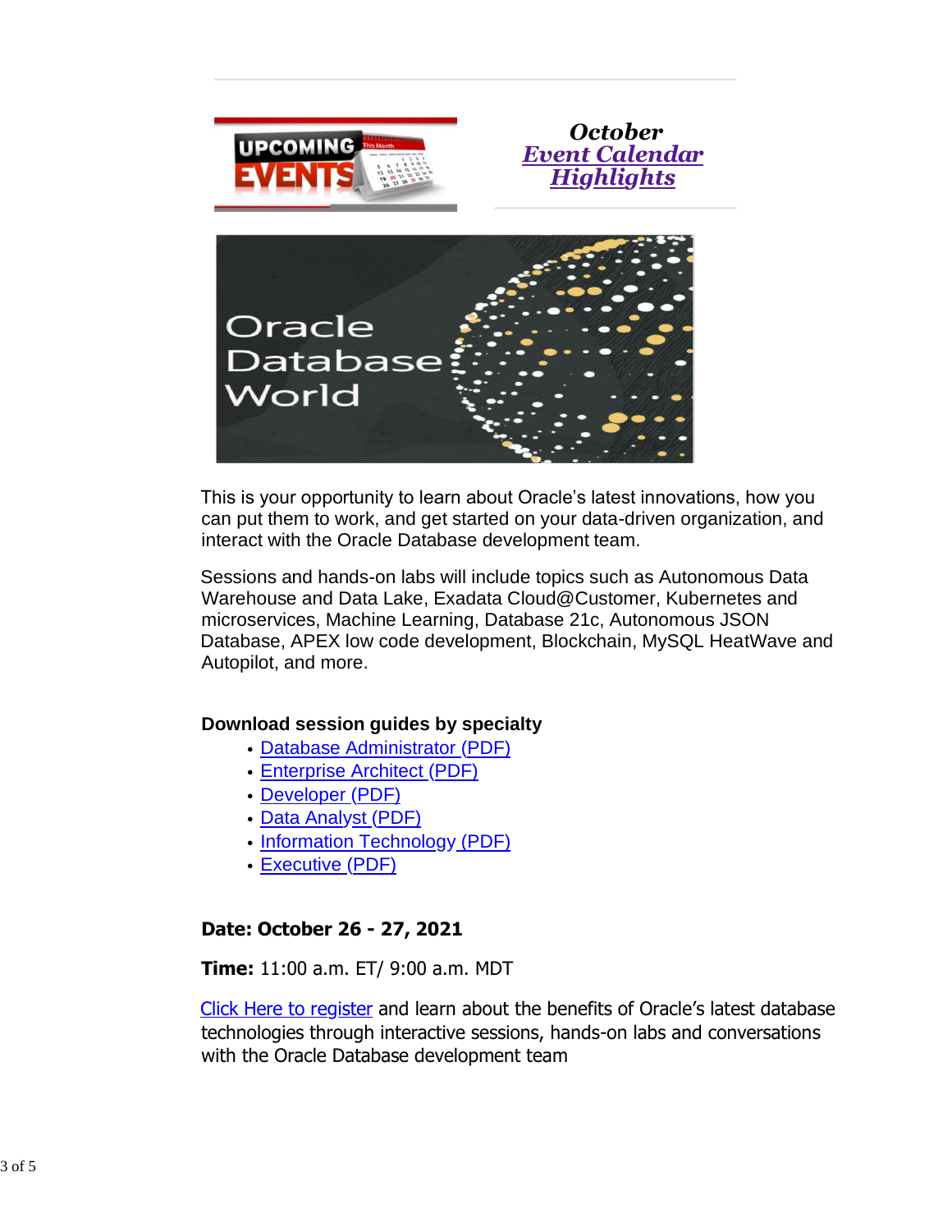UPCOMING EVENTS

***October***
***Event Calendar Highlights***

Oracle Database World

This is your opportunity to learn about Oracle's latest innovations, how you can put them to work, and get started on your data-driven organization, and interact with the Oracle Database development team.

Sessions and hands-on labs will include topics such as Autonomous Data Warehouse and Data Lake, Exadata Cloud@Customer, Kubernetes and microservices, Machine Learning, Database 21c, Autonomous JSON Database, APEX low code development, Blockchain, MySQL HeatWave and Autopilot, and more.

**Download session guides by specialty**

- Database Administrator (PDF)
- Enterprise Architect (PDF)
- Developer (PDF)
- Data Analyst (PDF)
- Information Technology (PDF)
- Executive (PDF)

**Date: October 26 - 27, 2021**

**Time:** 11:00 a.m. ET/ 9:00 a.m. MDT

Click Here to register and learn about the benefits of Oracle's latest database technologies through interactive sessions, hands-on labs and conversations with the Oracle Database development team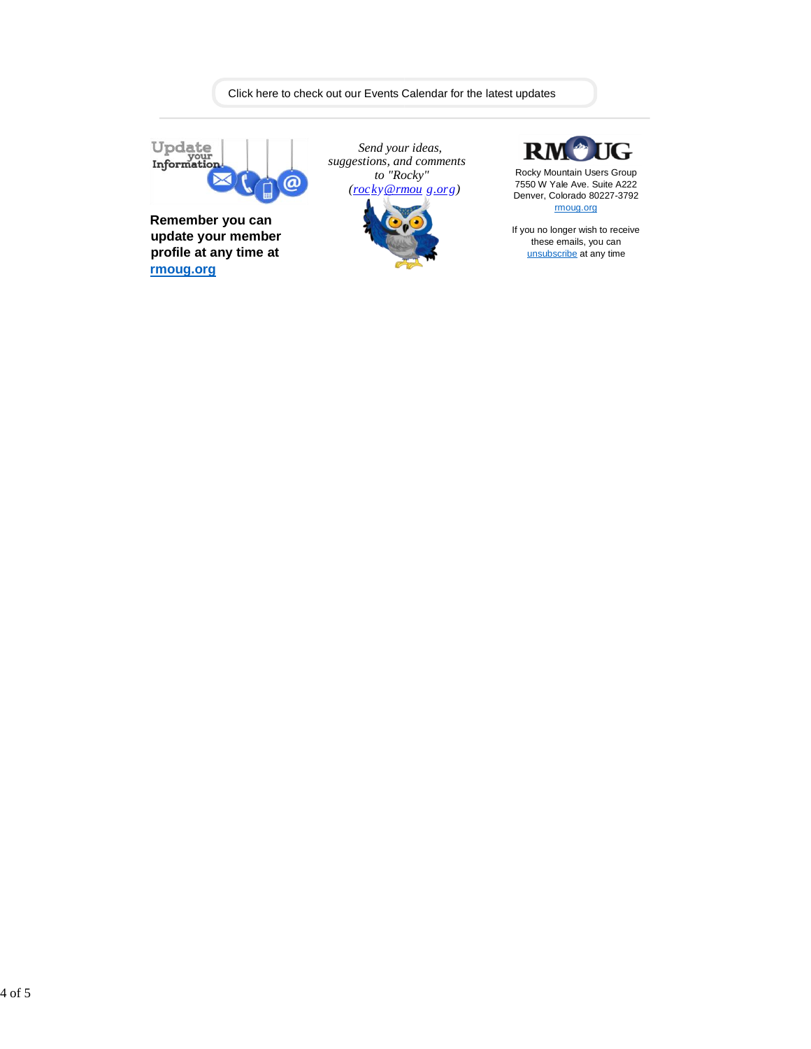Click here to check out our Events Calendar for the latest updates

---

**Remember you can update your member profile at any time at rmoug.org**

*Send your ideas, suggestions, and comments to "Rocky" (rocky@rmoug.org)*

Rocky Mountain Users Group
7550 W Yale Ave. Suite A222
Denver, Colorado 80227-3792
rmoug.org

If you no longer wish to receive these emails, you can unsubscribe at any time